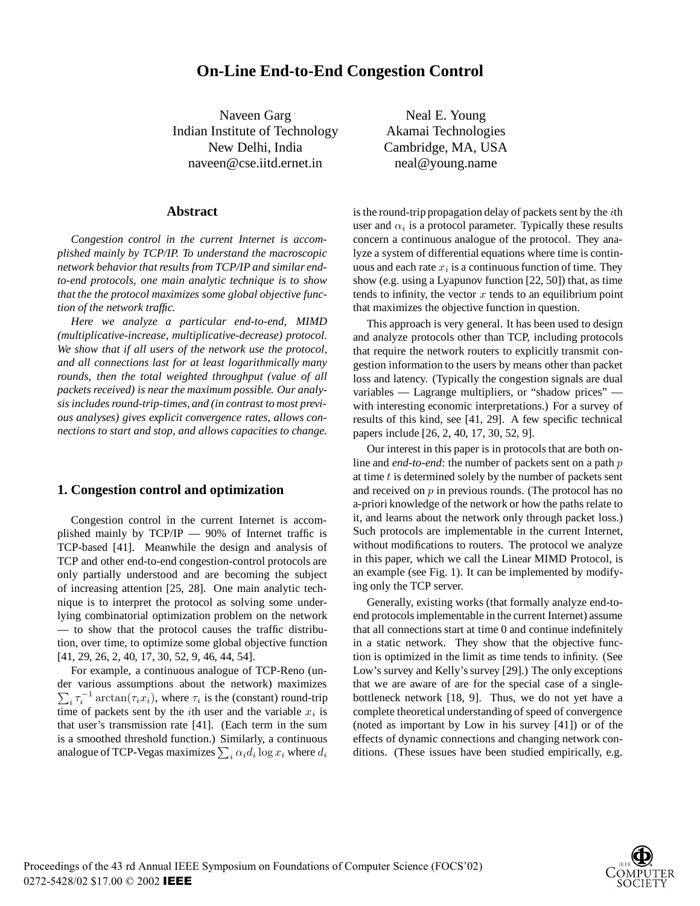# On-Line End-to-End Congestion Control

Naveen Garg
Indian Institute of Technology
New Delhi, India
naveen@cse.iitd.ernet.in

Neal E. Young
Akamai Technologies
Cambridge, MA, USA
neal@young.name

## Abstract

*Congestion control in the current Internet is accomplished mainly by TCP/IP. To understand the macroscopic network behavior that results from TCP/IP and similar end-to-end protocols, one main analytic technique is to show that the the protocol maximizes some global objective function of the network traffic.*

*Here we analyze a particular end-to-end, MIMD (multiplicative-increase, multiplicative-decrease) protocol. We show that if all users of the network use the protocol, and all connections last for at least logarithmically many rounds, then the total weighted throughput (value of all packets received) is near the maximum possible. Our analysis includes round-trip-times, and (in contrast to most previous analyses) gives explicit convergence rates, allows connections to start and stop, and allows capacities to change.*

## 1. Congestion control and optimization

Congestion control in the current Internet is accomplished mainly by TCP/IP — 90% of Internet traffic is TCP-based [41]. Meanwhile the design and analysis of TCP and other end-to-end congestion-control protocols are only partially understood and are becoming the subject of increasing attention [25, 28]. One main analytic technique is to interpret the protocol as solving some underlying combinatorial optimization problem on the network — to show that the protocol causes the traffic distribution, over time, to optimize some global objective function [41, 29, 26, 2, 40, 17, 30, 52, 9, 46, 44, 54].

For example, a continuous analogue of TCP-Reno (under various assumptions about the network) maximizes $\sum_i \tau_i^{-1} \arctan(\tau_i x_i)$, where $\tau_i$ is the (constant) round-trip time of packets sent by the $i$th user and the variable $x_i$ is that user's transmission rate [41]. (Each term in the sum is a smoothed threshold function.) Similarly, a continuous analogue of TCP-Vegas maximizes $\sum_i \alpha_i d_i \log x_i$ where $d_i$ is the round-trip propagation delay of packets sent by the $i$th user and $\alpha_i$ is a protocol parameter. Typically these results concern a continuous analogue of the protocol. They analyze a system of differential equations where time is continuous and each rate $x_i$ is a continuous function of time. They show (e.g. using a Lyapunov function [22, 50]) that, as time tends to infinity, the vector $x$ tends to an equilibrium point that maximizes the objective function in question.

This approach is very general. It has been used to design and analyze protocols other than TCP, including protocols that require the network routers to explicitly transmit congestion information to the users by means other than packet loss and latency. (Typically the congestion signals are dual variables — Lagrange multipliers, or "shadow prices" — with interesting economic interpretations.) For a survey of results of this kind, see [41, 29]. A few specific technical papers include [26, 2, 40, 17, 30, 52, 9].

Our interest in this paper is in protocols that are both on-line and *end-to-end*: the number of packets sent on a path $p$ at time $t$ is determined solely by the number of packets sent and received on $p$ in previous rounds. (The protocol has no a-priori knowledge of the network or how the paths relate to it, and learns about the network only through packet loss.) Such protocols are implementable in the current Internet, without modifications to routers. The protocol we analyze in this paper, which we call the Linear MIMD Protocol, is an example (see Fig. 1). It can be implemented by modifying only the TCP server.

Generally, existing works (that formally analyze end-to-end protocols implementable in the current Internet) assume that all connections start at time 0 and continue indefinitely in a static network. They show that the objective function is optimized in the limit as time tends to infinity. (See Low's survey and Kelly's survey [29].) The only exceptions that we are aware of are for the special case of a single-bottleneck network [18, 9]. Thus, we do not yet have a complete theoretical understanding of speed of convergence (noted as important by Low in his survey [41]) or of the effects of dynamic connections and changing network conditions. (These issues have been studied empirically, e.g.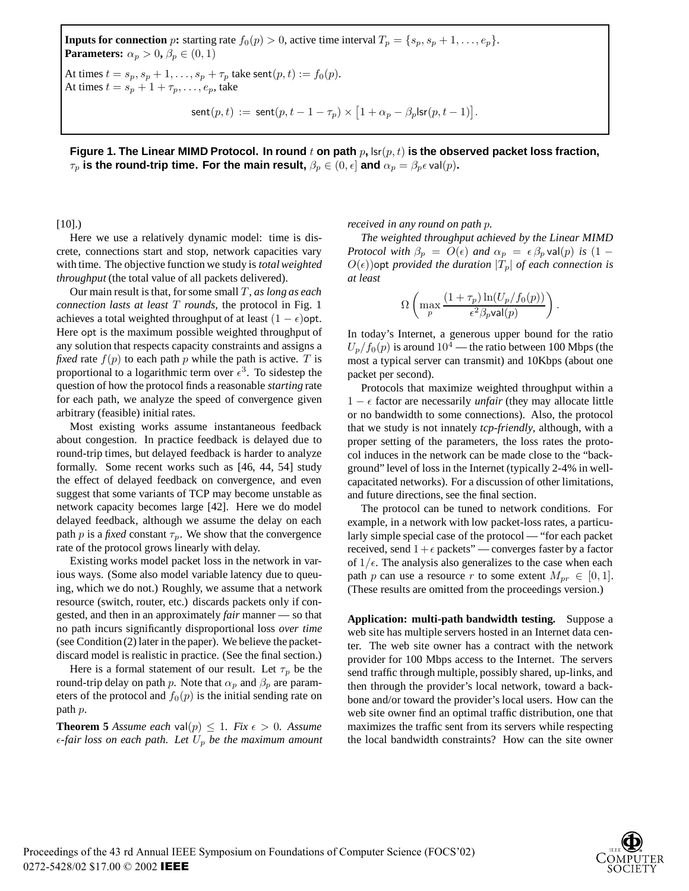**Inputs for connection** $p$**:** starting rate $f_0(p) > 0$, active time interval $T_p = \{s_p, s_p+1, \ldots, e_p\}$.
**Parameters:** $\alpha_p > 0$**,** $\beta_p \in (0,1)$

At times $t = s_p, s_p+1, \ldots, s_p+\tau_p$ take $\mathsf{sent}(p,t) := f_0(p)$.
At times $t = s_p+1+\tau_p, \ldots, e_p$, take

$$\mathsf{sent}(p,t) \;:=\; \mathsf{sent}(p, t-1-\tau_p) \times \big[1 + \alpha_p - \beta_p \mathsf{lsr}(p, t-1)\big].$$

**Figure 1. The Linear MIMD Protocol. In round** $t$ **on path** $p$**,** $\mathsf{lsr}(p,t)$ **is the observed packet loss fraction,** $\tau_p$ **is the round-trip time. For the main result,** $\beta_p \in (0,\epsilon]$ **and** $\alpha_p = \beta_p \epsilon \,\mathsf{val}(p)$**.**

[10].)

Here we use a relatively dynamic model: time is discrete, connections start and stop, network capacities vary with time. The objective function we study is *total weighted throughput* (the total value of all packets delivered).

Our main result is that, for some small $T$, *as long as each connection lasts at least* $T$ *rounds*, the protocol in Fig. 1 achieves a total weighted throughput of at least $(1-\epsilon)\mathsf{opt}$. Here $\mathsf{opt}$ is the maximum possible weighted throughput of any solution that respects capacity constraints and assigns a *fixed* rate $f(p)$ to each path $p$ while the path is active. $T$ is proportional to a logarithmic term over $\epsilon^3$. To sidestep the question of how the protocol finds a reasonable *starting* rate for each path, we analyze the speed of convergence given arbitrary (feasible) initial rates.

Most existing works assume instantaneous feedback about congestion. In practice feedback is delayed due to round-trip times, but delayed feedback is harder to analyze formally. Some recent works such as [46, 44, 54] study the effect of delayed feedback on convergence, and even suggest that some variants of TCP may become unstable as network capacity becomes large [42]. Here we do model delayed feedback, although we assume the delay on each path $p$ is a *fixed* constant $\tau_p$. We show that the convergence rate of the protocol grows linearly with delay.

Existing works model packet loss in the network in various ways. (Some also model variable latency due to queuing, which we do not.) Roughly, we assume that a network resource (switch, router, etc.) discards packets only if congested, and then in an approximately *fair* manner — so that no path incurs significantly disproportional loss *over time* (see Condition (2) later in the paper). We believe the packet-discard model is realistic in practice. (See the final section.)

Here is a formal statement of our result. Let $\tau_p$ be the round-trip delay on path $p$. Note that $\alpha_p$ and $\beta_p$ are parameters of the protocol and $f_0(p)$ is the initial sending rate on path $p$.

**Theorem 5** *Assume each* $\mathsf{val}(p) \le 1$*. Fix* $\epsilon > 0$*. Assume* $\epsilon$*-fair loss on each path. Let* $U_p$ *be the maximum amount received in any round on path* $p$*.*

*The weighted throughput achieved by the Linear MIMD Protocol with* $\beta_p = O(\epsilon)$ *and* $\alpha_p = \epsilon\,\beta_p\,\mathsf{val}(p)$ *is* $(1 - O(\epsilon))\mathsf{opt}$ *provided the duration* $|T_p|$ *of each connection is at least*

$$\Omega\left(\max_p \frac{(1+\tau_p)\ln(U_p/f_0(p))}{\epsilon^2 \beta_p \mathsf{val}(p)}\right).$$

In today's Internet, a generous upper bound for the ratio $U_p/f_0(p)$ is around $10^4$ — the ratio between 100 Mbps (the most a typical server can transmit) and 10Kbps (about one packet per second).

Protocols that maximize weighted throughput within a $1-\epsilon$ factor are necessarily *unfair* (they may allocate little or no bandwidth to some connections). Also, the protocol that we study is not innately *tcp-friendly*, although, with a proper setting of the parameters, the loss rates the protocol induces in the network can be made close to the "background" level of loss in the Internet (typically 2-4% in well-capacitated networks). For a discussion of other limitations, and future directions, see the final section.

The protocol can be tuned to network conditions. For example, in a network with low packet-loss rates, a particularly simple special case of the protocol — "for each packet received, send $1+\epsilon$ packets" — converges faster by a factor of $1/\epsilon$. The analysis also generalizes to the case when each path $p$ can use a resource $r$ to some extent $M_{pr} \in [0,1]$. (These results are omitted from the proceedings version.)

**Application: multi-path bandwidth testing.** Suppose a web site has multiple servers hosted in an Internet data center. The web site owner has a contract with the network provider for 100 Mbps access to the Internet. The servers send traffic through multiple, possibly shared, up-links, and then through the provider's local network, toward a backbone and/or toward the provider's local users. How can the web site owner find an optimal traffic distribution, one that maximizes the traffic sent from its servers while respecting the local bandwidth constraints? How can the site owner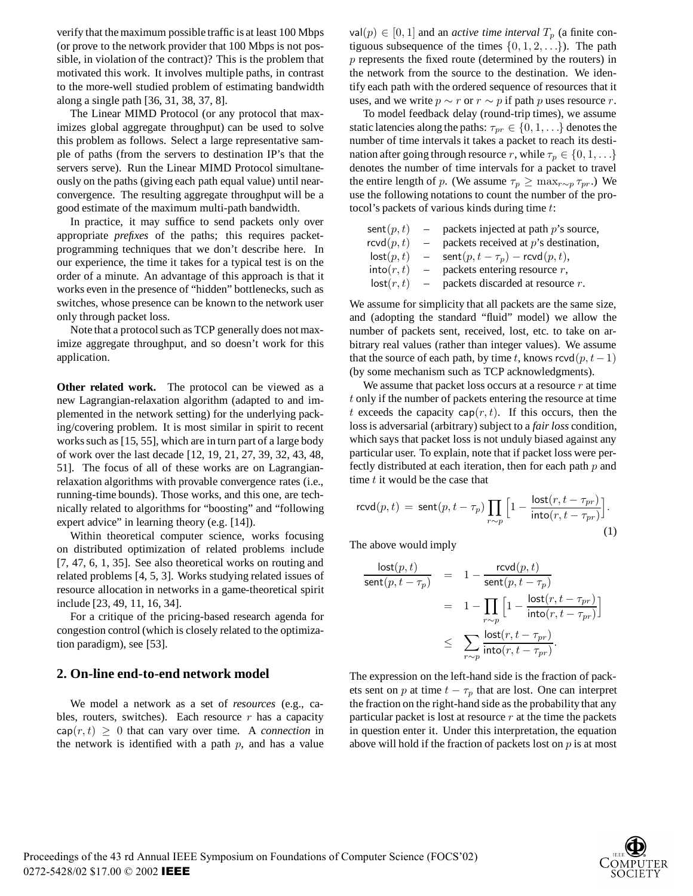verify that the maximum possible traffic is at least 100 Mbps (or prove to the network provider that 100 Mbps is not possible, in violation of the contract)? This is the problem that motivated this work. It involves multiple paths, in contrast to the more-well studied problem of estimating bandwidth along a single path [36, 31, 38, 37, 8].

The Linear MIMD Protocol (or any protocol that maximizes global aggregate throughput) can be used to solve this problem as follows. Select a large representative sample of paths (from the servers to destination IP's that the servers serve). Run the Linear MIMD Protocol simultaneously on the paths (giving each path equal value) until near-convergence. The resulting aggregate throughput will be a good estimate of the maximum multi-path bandwidth.

In practice, it may suffice to send packets only over appropriate *prefixes* of the paths; this requires packet-programming techniques that we don't describe here. In our experience, the time it takes for a typical test is on the order of a minute. An advantage of this approach is that it works even in the presence of "hidden" bottlenecks, such as switches, whose presence can be known to the network user only through packet loss.

Note that a protocol such as TCP generally does not maximize aggregate throughput, and so doesn't work for this application.

**Other related work.** The protocol can be viewed as a new Lagrangian-relaxation algorithm (adapted to and implemented in the network setting) for the underlying packing/covering problem. It is most similar in spirit to recent works such as [15, 55], which are in turn part of a large body of work over the last decade [12, 19, 21, 27, 39, 32, 43, 48, 51]. The focus of all of these works are on Lagrangian-relaxation algorithms with provable convergence rates (i.e., running-time bounds). Those works, and this one, are technically related to algorithms for "boosting" and "following expert advice" in learning theory (e.g. [14]).

Within theoretical computer science, works focusing on distributed optimization of related problems include [7, 47, 6, 1, 35]. See also theoretical works on routing and related problems [4, 5, 3]. Works studying related issues of resource allocation in networks in a game-theoretical spirit include [23, 49, 11, 16, 34].

For a critique of the pricing-based research agenda for congestion control (which is closely related to the optimization paradigm), see [53].

## 2. On-line end-to-end network model

We model a network as a set of *resources* (e.g., cables, routers, switches). Each resource $r$ has a capacity $\mathsf{cap}(r,t) \geq 0$ that can vary over time. A *connection* in the network is identified with a path $p$, and has a value $\mathsf{val}(p) \in [0,1]$ and an *active time interval* $T_p$ (a finite contiguous subsequence of the times $\{0,1,2,\ldots\}$). The path $p$ represents the fixed route (determined by the routers) in the network from the source to the destination. We identify each path with the ordered sequence of resources that it uses, and we write $p \sim r$ or $r \sim p$ if path $p$ uses resource $r$.

To model feedback delay (round-trip times), we assume static latencies along the paths: $\tau_{pr} \in \{0,1,\ldots\}$ denotes the number of time intervals it takes a packet to reach its destination after going through resource $r$, while $\tau_p \in \{0,1,\ldots\}$ denotes the number of time intervals for a packet to travel the entire length of $p$. (We assume $\tau_p \geq \max_{r\sim p} \tau_{pr}$.) We use the following notations to count the number of the protocol's packets of various kinds during time $t$:

- $\mathsf{sent}(p,t)$ – packets injected at path $p$'s source,
- $\mathsf{rcvd}(p,t)$ – packets received at $p$'s destination,
- $\mathsf{lost}(p,t)$ – $\mathsf{sent}(p,t-\tau_p) - \mathsf{rcvd}(p,t)$,
- $\mathsf{into}(r,t)$ – packets entering resource $r$,
- $\mathsf{lost}(r,t)$ – packets discarded at resource $r$.

We assume for simplicity that all packets are the same size, and (adopting the standard "fluid" model) we allow the number of packets sent, received, lost, etc. to take on arbitrary real values (rather than integer values). We assume that the source of each path, by time $t$, knows $\mathsf{rcvd}(p,t-1)$ (by some mechanism such as TCP acknowledgments).

We assume that packet loss occurs at a resource $r$ at time $t$ only if the number of packets entering the resource at time $t$ exceeds the capacity $\mathsf{cap}(r,t)$. If this occurs, then the loss is adversarial (arbitrary) subject to a *fair loss* condition, which says that packet loss is not unduly biased against any particular user. To explain, note that if packet loss were perfectly distributed at each iteration, then for each path $p$ and time $t$ it would be the case that

$$\mathsf{rcvd}(p,t) = \mathsf{sent}(p,t-\tau_p) \prod_{r\sim p} \Big[1 - \frac{\mathsf{lost}(r,t-\tau_{pr})}{\mathsf{into}(r,t-\tau_{pr})}\Big]. \tag{1}$$

The above would imply

$$\begin{aligned}
\frac{\mathsf{lost}(p,t)}{\mathsf{sent}(p,t-\tau_p)} &= 1 - \frac{\mathsf{rcvd}(p,t)}{\mathsf{sent}(p,t-\tau_p)} \\
&= 1 - \prod_{r\sim p} \Big[1 - \frac{\mathsf{lost}(r,t-\tau_{pr})}{\mathsf{into}(r,t-\tau_{pr})}\Big] \\
&\leq \sum_{r\sim p} \frac{\mathsf{lost}(r,t-\tau_{pr})}{\mathsf{into}(r,t-\tau_{pr})}.
\end{aligned}$$

The expression on the left-hand side is the fraction of packets sent on $p$ at time $t-\tau_p$ that are lost. One can interpret the fraction on the right-hand side as the probability that any particular packet is lost at resource $r$ at the time the packets in question enter it. Under this interpretation, the equation above will hold if the fraction of packets lost on $p$ is at most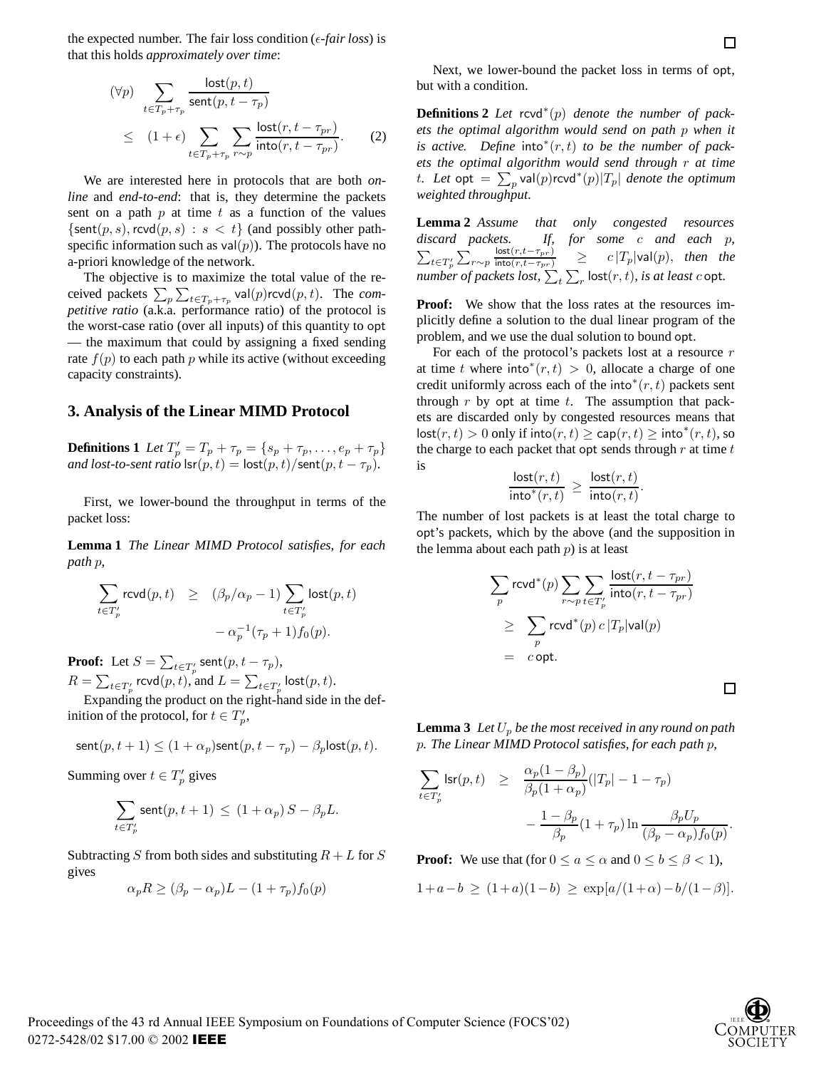the expected number. The fair loss condition (*$\epsilon$-fair loss*) is that this holds *approximately over time*:

$$(\forall p) \quad \sum_{t \in T_p + \tau_p} \frac{\mathsf{lost}(p,t)}{\mathsf{sent}(p, t-\tau_p)} \leq (1+\epsilon) \sum_{t \in T_p + \tau_p} \sum_{r \sim p} \frac{\mathsf{lost}(r, t-\tau_{pr})}{\mathsf{into}(r, t-\tau_{pr})}. \qquad (2)$$

We are interested here in protocols that are both *on-line* and *end-to-end*: that is, they determine the packets sent on a path $p$ at time $t$ as a function of the values $\{\mathsf{sent}(p,s), \mathsf{rcvd}(p,s) : s < t\}$ (and possibly other path-specific information such as $\mathsf{val}(p)$). The protocols have no a-priori knowledge of the network.

The objective is to maximize the total value of the received packets $\sum_p \sum_{t \in T_p + \tau_p} \mathsf{val}(p)\mathsf{rcvd}(p,t)$. The *competitive ratio* (a.k.a. performance ratio) of the protocol is the worst-case ratio (over all inputs) of this quantity to opt — the maximum that could by assigning a fixed sending rate $f(p)$ to each path $p$ while its active (without exceeding capacity constraints).

## 3. Analysis of the Linear MIMD Protocol

**Definitions 1** *Let $T'_p = T_p + \tau_p = \{s_p + \tau_p, \ldots, e_p + \tau_p\}$ and lost-to-sent ratio $\mathsf{lsr}(p,t) = \mathsf{lost}(p,t)/\mathsf{sent}(p, t-\tau_p)$.*

First, we lower-bound the throughput in terms of the packet loss:

**Lemma 1** *The Linear MIMD Protocol satisfies, for each path $p$,*

$$\sum_{t \in T'_p} \mathsf{rcvd}(p,t) \geq (\beta_p/\alpha_p - 1) \sum_{t \in T'_p} \mathsf{lost}(p,t) - \alpha_p^{-1}(\tau_p + 1) f_0(p).$$

**Proof:** Let $S = \sum_{t \in T'_p} \mathsf{sent}(p, t-\tau_p)$, $R = \sum_{t \in T'_p} \mathsf{rcvd}(p,t)$, and $L = \sum_{t \in T'_p} \mathsf{lost}(p,t)$.

Expanding the product on the right-hand side in the definition of the protocol, for $t \in T'_p$,

$$\mathsf{sent}(p, t+1) \leq (1+\alpha_p)\mathsf{sent}(p, t-\tau_p) - \beta_p \mathsf{lost}(p,t).$$

Summing over $t \in T'_p$ gives

$$\sum_{t \in T'_p} \mathsf{sent}(p, t+1) \leq (1+\alpha_p) S - \beta_p L.$$

Subtracting $S$ from both sides and substituting $R+L$ for $S$ gives

$$\alpha_p R \geq (\beta_p - \alpha_p) L - (1+\tau_p) f_0(p)$$

$\square$

Next, we lower-bound the packet loss in terms of opt, but with a condition.

**Definitions 2** *Let $\mathsf{rcvd}^*(p)$ denote the number of packets the optimal algorithm would send on path $p$ when it is active. Define $\mathsf{into}^*(r,t)$ to be the number of packets the optimal algorithm would send through $r$ at time $t$. Let $\mathsf{opt} = \sum_p \mathsf{val}(p)\mathsf{rcvd}^*(p)|T_p|$ denote the optimum weighted throughput.*

**Lemma 2** *Assume that only congested resources discard packets. If, for some $c$ and each $p$, $\sum_{t \in T'_p} \sum_{r \sim p} \frac{\mathsf{lost}(r, t-\tau_{pr})}{\mathsf{into}(r, t-\tau_{pr})} \geq c|T_p|\mathsf{val}(p)$, then the number of packets lost, $\sum_t \sum_r \mathsf{lost}(r,t)$, is at least $c\,\mathsf{opt}$.*

**Proof:** We show that the loss rates at the resources implicitly define a solution to the dual linear program of the problem, and we use the dual solution to bound opt.

For each of the protocol's packets lost at a resource $r$ at time $t$ where $\mathsf{into}^*(r,t) > 0$, allocate a charge of one credit uniformly across each of the $\mathsf{into}^*(r,t)$ packets sent through $r$ by opt at time $t$. The assumption that packets are discarded only by congested resources means that $\mathsf{lost}(r,t) > 0$ only if $\mathsf{into}(r,t) \geq \mathsf{cap}(r,t) \geq \mathsf{into}^*(r,t)$, so the charge to each packet that opt sends through $r$ at time $t$ is

$$\frac{\mathsf{lost}(r,t)}{\mathsf{into}^*(r,t)} \geq \frac{\mathsf{lost}(r,t)}{\mathsf{into}(r,t)}.$$

The number of lost packets is at least the total charge to opt's packets, which by the above (and the supposition in the lemma about each path $p$) is at least

$$\begin{aligned}
&\sum_p \mathsf{rcvd}^*(p) \sum_{r \sim p} \sum_{t \in T'_p} \frac{\mathsf{lost}(r, t-\tau_{pr})}{\mathsf{into}(r, t-\tau_{pr})} \\
&\geq \sum_p \mathsf{rcvd}^*(p)\, c\, |T_p| \mathsf{val}(p) \\
&= c\,\mathsf{opt}.
\end{aligned}$$

$\square$

**Lemma 3** *Let $U_p$ be the most received in any round on path $p$. The Linear MIMD Protocol satisfies, for each path $p$,*

$$\sum_{t \in T'_p} \mathsf{lsr}(p,t) \geq \frac{\alpha_p(1-\beta_p)}{\beta_p(1+\alpha_p)}(|T_p| - 1 - \tau_p) - \frac{1-\beta_p}{\beta_p}(1+\tau_p) \ln \frac{\beta_p U_p}{(\beta_p - \alpha_p) f_0(p)}.$$

**Proof:** We use that (for $0 \leq a \leq \alpha$ and $0 \leq b \leq \beta < 1$),

$$1 + a - b \geq (1+a)(1-b) \geq \exp[a/(1+\alpha) - b/(1-\beta)].$$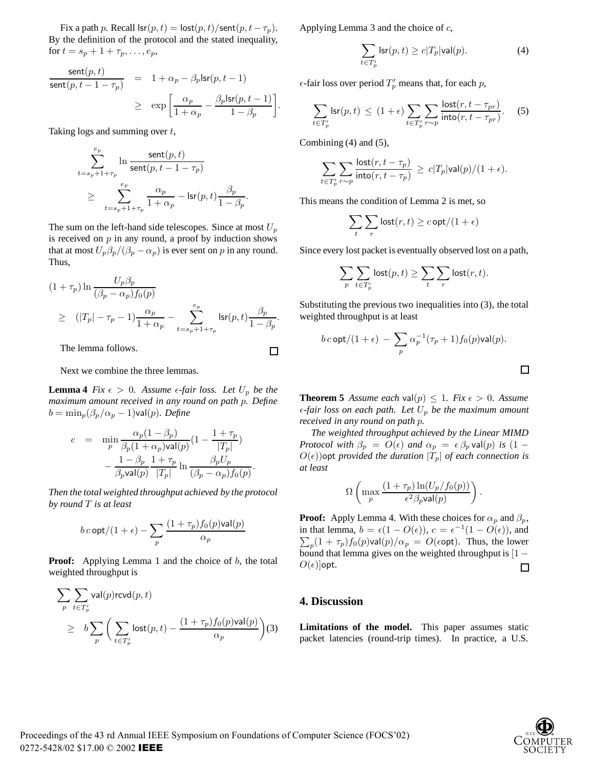Fix a path $p$. Recall $\mathsf{lsr}(p,t) = \mathsf{lost}(p,t)/\mathsf{sent}(p, t-\tau_p)$. By the definition of the protocol and the stated inequality, for $t = s_p + 1 + \tau_p, \ldots, e_p$,

$$\begin{aligned}
\frac{\mathsf{sent}(p,t)}{\mathsf{sent}(p, t-1-\tau_p)} &= 1 + \alpha_p - \beta_p \mathsf{lsr}(p, t-1) \\
&\geq \exp\left[\frac{\alpha_p}{1+\alpha_p} - \frac{\beta_p \mathsf{lsr}(p,t-1)}{1-\beta_p}\right].
\end{aligned}$$

Taking logs and summing over $t$,

$$\begin{aligned}
&\sum_{t=s_p+1+\tau_p}^{e_p} \ln \frac{\mathsf{sent}(p,t)}{\mathsf{sent}(p,t-1-\tau_p)} \\
&\quad \geq \sum_{t=s_p+1+\tau_p}^{e_p} \frac{\alpha_p}{1+\alpha_p} - \mathsf{lsr}(p,t)\frac{\beta_p}{1-\beta_p}.
\end{aligned}$$

The sum on the left-hand side telescopes. Since at most $U_p$ is received on $p$ in any round, a proof by induction shows that at most $U_p\beta_p/(\beta_p - \alpha_p)$ is ever sent on $p$ in any round. Thus,

$$\begin{aligned}
&(1+\tau_p)\ln\frac{U_p\beta_p}{(\beta_p-\alpha_p)f_0(p)} \\
&\quad \geq (|T_p| - \tau_p - 1)\frac{\alpha_p}{1+\alpha_p} - \sum_{t=s_p+1+\tau_p}^{e_p} \mathsf{lsr}(p,t)\frac{\beta_p}{1-\beta_p}.
\end{aligned}$$

The lemma follows. □

Next we combine the three lemmas.

**Lemma 4** *Fix $\epsilon > 0$. Assume $\epsilon$-fair loss. Let $U_p$ be the maximum amount received in any round on path $p$. Define $b = \min_p(\beta_p/\alpha_p - 1)\mathsf{val}(p)$. Define*

$$\begin{aligned}
c &= \min_p \frac{\alpha_p(1-\beta_p)}{\beta_p(1+\alpha_p)\mathsf{val}(p)}\left(1 - \frac{1+\tau_p}{|T_p|}\right) \\
&\quad - \frac{1-\beta_p}{\beta_p \mathsf{val}(p)}\frac{1+\tau_p}{|T_p|}\ln\frac{\beta_p U_p}{(\beta_p - \alpha_p)f_0(p)}.
\end{aligned}$$

*Then the total weighted throughput achieved by the protocol by round $T$ is at least*

$$b\, c\, \mathsf{opt}/(1+\epsilon) - \sum_p \frac{(1+\tau_p)f_0(p)\mathsf{val}(p)}{\alpha_p}$$

**Proof:** Applying Lemma 1 and the choice of $b$, the total weighted throughput is

$$\begin{aligned}
&\sum_p \sum_{t\in T'_p} \mathsf{val}(p)\mathsf{rcvd}(p,t) \\
&\quad \geq b\sum_p\left(\sum_{t\in T'_p}\mathsf{lost}(p,t) - \frac{(1+\tau_p)f_0(p)\mathsf{val}(p)}{\alpha_p}\right) \quad (3)
\end{aligned}$$

Applying Lemma 3 and the choice of $c$,

$$\sum_{t\in T'_p}\mathsf{lsr}(p,t) \geq c|T_p|\mathsf{val}(p). \quad (4)$$

$\epsilon$-fair loss over period $T'_p$ means that, for each $p$,

$$\sum_{t\in T'_p}\mathsf{lsr}(p,t) \;\leq\; (1+\epsilon)\sum_{t\in T'_p}\sum_{r\sim p}\frac{\mathsf{lost}(r, t-\tau_{pr})}{\mathsf{into}(r, t-\tau_{pr})}. \quad (5)$$

Combining (4) and (5),

$$\sum_{t\in T'_p}\sum_{r\sim p}\frac{\mathsf{lost}(r,t-\tau_p)}{\mathsf{into}(r,t-\tau_p)} \;\geq\; c|T_p|\mathsf{val}(p)/(1+\epsilon).$$

This means the condition of Lemma 2 is met, so

$$\sum_t\sum_r \mathsf{lost}(r,t) \geq c\,\mathsf{opt}/(1+\epsilon)$$

Since every lost packet is eventually observed lost on a path,

$$\sum_p\sum_{t\in T'_p}\mathsf{lost}(p,t) \geq \sum_t\sum_r\mathsf{lost}(r,t).$$

Substituting the previous two inequalities into (3), the total weighted throughput is at least

$$b\,c\,\mathsf{opt}/(1+\epsilon) \;-\; \sum_p \alpha_p^{-1}(\tau_p+1)f_0(p)\mathsf{val}(p).$$

□

**Theorem 5** *Assume each $\mathsf{val}(p) \leq 1$. Fix $\epsilon > 0$. Assume $\epsilon$-fair loss on each path. Let $U_p$ be the maximum amount received in any round on path $p$.*

*The weighted throughput achieved by the Linear MIMD Protocol with $\beta_p = O(\epsilon)$ and $\alpha_p = \epsilon\,\beta_p\,\mathsf{val}(p)$ is $(1 - O(\epsilon))\mathsf{opt}$ provided the duration $|T_p|$ of each connection is at least*

$$\Omega\left(\max_p \frac{(1+\tau_p)\ln(U_p/f_0(p))}{\epsilon^2\beta_p\mathsf{val}(p)}\right).$$

**Proof:** Apply Lemma 4. With these choices for $\alpha_p$ and $\beta_p$, in that lemma, $b = \epsilon(1-O(\epsilon))$, $c = \epsilon^{-1}(1-O(\epsilon))$, and $\sum_p(1+\tau_p)f_0(p)\mathsf{val}(p)/\alpha_p = O(\epsilon\mathsf{opt})$. Thus, the lower bound that lemma gives on the weighted throughput is $[1 - O(\epsilon)]\mathsf{opt}$. □

## 4. Discussion

**Limitations of the model.** This paper assumes static packet latencies (round-trip times). In practice, a U.S.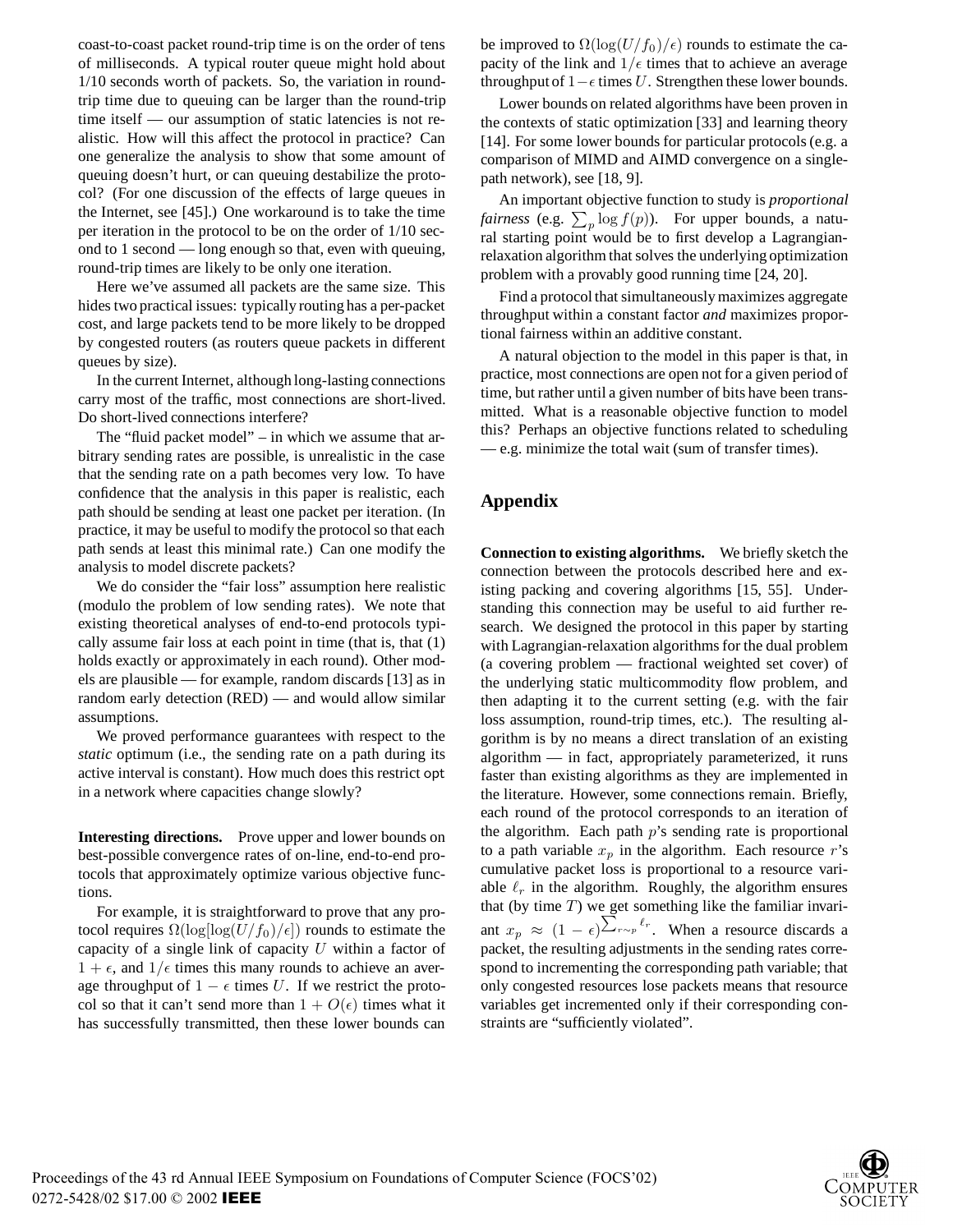coast-to-coast packet round-trip time is on the order of tens of milliseconds. A typical router queue might hold about 1/10 seconds worth of packets. So, the variation in round-trip time due to queuing can be larger than the round-trip time itself — our assumption of static latencies is not realistic. How will this affect the protocol in practice? Can one generalize the analysis to show that some amount of queuing doesn't hurt, or can queuing destabilize the protocol? (For one discussion of the effects of large queues in the Internet, see [45].) One workaround is to take the time per iteration in the protocol to be on the order of 1/10 second to 1 second — long enough so that, even with queuing, round-trip times are likely to be only one iteration.

Here we've assumed all packets are the same size. This hides two practical issues: typically routing has a per-packet cost, and large packets tend to be more likely to be dropped by congested routers (as routers queue packets in different queues by size).

In the current Internet, although long-lasting connections carry most of the traffic, most connections are short-lived. Do short-lived connections interfere?

The "fluid packet model" – in which we assume that arbitrary sending rates are possible, is unrealistic in the case that the sending rate on a path becomes very low. To have confidence that the analysis in this paper is realistic, each path should be sending at least one packet per iteration. (In practice, it may be useful to modify the protocol so that each path sends at least this minimal rate.) Can one modify the analysis to model discrete packets?

We do consider the "fair loss" assumption here realistic (modulo the problem of low sending rates). We note that existing theoretical analyses of end-to-end protocols typically assume fair loss at each point in time (that is, that (1) holds exactly or approximately in each round). Other models are plausible — for example, random discards [13] as in random early detection (RED) — and would allow similar assumptions.

We proved performance guarantees with respect to the *static* optimum (i.e., the sending rate on a path during its active interval is constant). How much does this restrict opt in a network where capacities change slowly?

**Interesting directions.** Prove upper and lower bounds on best-possible convergence rates of on-line, end-to-end protocols that approximately optimize various objective functions.

For example, it is straightforward to prove that any protocol requires $\Omega(\log[\log(U/f_0)/\epsilon])$ rounds to estimate the capacity of a single link of capacity $U$ within a factor of $1+\epsilon$, and $1/\epsilon$ times this many rounds to achieve an average throughput of $1-\epsilon$ times $U$. If we restrict the protocol so that it can't send more than $1+O(\epsilon)$ times what it has successfully transmitted, then these lower bounds can be improved to $\Omega(\log(U/f_0)/\epsilon)$ rounds to estimate the capacity of the link and $1/\epsilon$ times that to achieve an average throughput of $1-\epsilon$ times $U$. Strengthen these lower bounds.

Lower bounds on related algorithms have been proven in the contexts of static optimization [33] and learning theory [14]. For some lower bounds for particular protocols (e.g. a comparison of MIMD and AIMD convergence on a single-path network), see [18, 9].

An important objective function to study is *proportional fairness* (e.g. $\sum_p \log f(p)$). For upper bounds, a natural starting point would be to first develop a Lagrangian-relaxation algorithm that solves the underlying optimization problem with a provably good running time [24, 20].

Find a protocol that simultaneously maximizes aggregate throughput within a constant factor *and* maximizes proportional fairness within an additive constant.

A natural objection to the model in this paper is that, in practice, most connections are open not for a given period of time, but rather until a given number of bits have been transmitted. What is a reasonable objective function to model this? Perhaps an objective functions related to scheduling — e.g. minimize the total wait (sum of transfer times).

## Appendix

**Connection to existing algorithms.** We briefly sketch the connection between the protocols described here and existing packing and covering algorithms [15, 55]. Understanding this connection may be useful to aid further research. We designed the protocol in this paper by starting with Lagrangian-relaxation algorithms for the dual problem (a covering problem — fractional weighted set cover) of the underlying static multicommodity flow problem, and then adapting it to the current setting (e.g. with the fair loss assumption, round-trip times, etc.). The resulting algorithm is by no means a direct translation of an existing algorithm — in fact, appropriately parameterized, it runs faster than existing algorithms as they are implemented in the literature. However, some connections remain. Briefly, each round of the protocol corresponds to an iteration of the algorithm. Each path $p$'s sending rate is proportional to a path variable $x_p$ in the algorithm. Each resource $r$'s cumulative packet loss is proportional to a resource variable $\ell_r$ in the algorithm. Roughly, the algorithm ensures that (by time $T$) we get something like the familiar invariant $x_p \approx (1-\epsilon)^{\sum_{r \sim p} \ell_r}$. When a resource discards a packet, the resulting adjustments in the sending rates correspond to incrementing the corresponding path variable; that only congested resources lose packets means that resource variables get incremented only if their corresponding constraints are "sufficiently violated".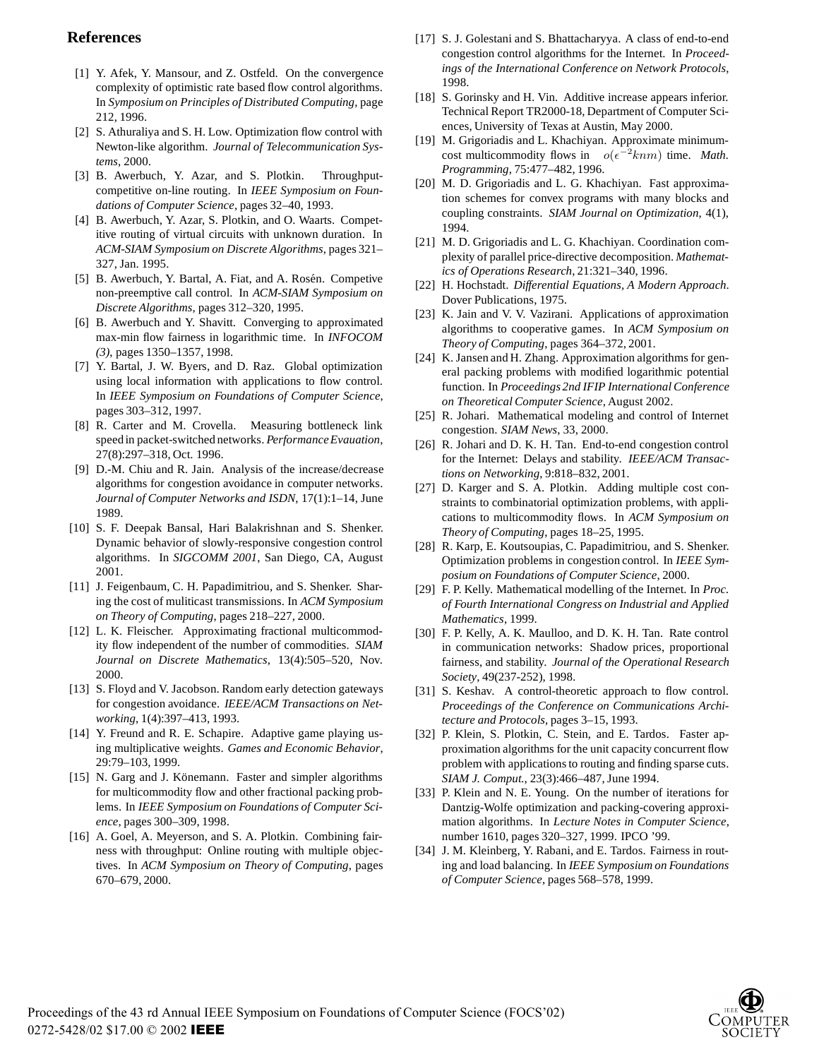## References

[1] Y. Afek, Y. Mansour, and Z. Ostfeld. On the convergence complexity of optimistic rate based flow control algorithms. In *Symposium on Principles of Distributed Computing*, page 212, 1996.

[2] S. Athuraliya and S. H. Low. Optimization flow control with Newton-like algorithm. *Journal of Telecommunication Systems*, 2000.

[3] B. Awerbuch, Y. Azar, and S. Plotkin. Throughput-competitive on-line routing. In *IEEE Symposium on Foundations of Computer Science*, pages 32–40, 1993.

[4] B. Awerbuch, Y. Azar, S. Plotkin, and O. Waarts. Competitive routing of virtual circuits with unknown duration. In *ACM-SIAM Symposium on Discrete Algorithms*, pages 321–327, Jan. 1995.

[5] B. Awerbuch, Y. Bartal, A. Fiat, and A. Rosén. Competive non-preemptive call control. In *ACM-SIAM Symposium on Discrete Algorithms*, pages 312–320, 1995.

[6] B. Awerbuch and Y. Shavitt. Converging to approximated max-min flow fairness in logarithmic time. In *INFOCOM (3)*, pages 1350–1357, 1998.

[7] Y. Bartal, J. W. Byers, and D. Raz. Global optimization using local information with applications to flow control. In *IEEE Symposium on Foundations of Computer Science*, pages 303–312, 1997.

[8] R. Carter and M. Crovella. Measuring bottleneck link speed in packet-switched networks. *Performance Evauation*, 27(8):297–318, Oct. 1996.

[9] D.-M. Chiu and R. Jain. Analysis of the increase/decrease algorithms for congestion avoidance in computer networks. *Journal of Computer Networks and ISDN*, 17(1):1–14, June 1989.

[10] S. F. Deepak Bansal, Hari Balakrishnan and S. Shenker. Dynamic behavior of slowly-responsive congestion control algorithms. In *SIGCOMM 2001*, San Diego, CA, August 2001.

[11] J. Feigenbaum, C. H. Papadimitriou, and S. Shenker. Sharing the cost of muliticast transmissions. In *ACM Symposium on Theory of Computing*, pages 218–227, 2000.

[12] L. K. Fleischer. Approximating fractional multicommodity flow independent of the number of commodities. *SIAM Journal on Discrete Mathematics*, 13(4):505–520, Nov. 2000.

[13] S. Floyd and V. Jacobson. Random early detection gateways for congestion avoidance. *IEEE/ACM Transactions on Networking*, 1(4):397–413, 1993.

[14] Y. Freund and R. E. Schapire. Adaptive game playing using multiplicative weights. *Games and Economic Behavior*, 29:79–103, 1999.

[15] N. Garg and J. Könemann. Faster and simpler algorithms for multicommodity flow and other fractional packing problems. In *IEEE Symposium on Foundations of Computer Science*, pages 300–309, 1998.

[16] A. Goel, A. Meyerson, and S. A. Plotkin. Combining fairness with throughput: Online routing with multiple objectives. In *ACM Symposium on Theory of Computing*, pages 670–679, 2000.

[17] S. J. Golestani and S. Bhattacharyya. A class of end-to-end congestion control algorithms for the Internet. In *Proceedings of the International Conference on Network Protocols*, 1998.

[18] S. Gorinsky and H. Vin. Additive increase appears inferior. Technical Report TR2000-18, Department of Computer Sciences, University of Texas at Austin, May 2000.

[19] M. Grigoriadis and L. Khachiyan. Approximate minimum-cost multicommodity flows in $o(\epsilon^{-2}knm)$ time. *Math. Programming*, 75:477–482, 1996.

[20] M. D. Grigoriadis and L. G. Khachiyan. Fast approximation schemes for convex programs with many blocks and coupling constraints. *SIAM Journal on Optimization*, 4(1), 1994.

[21] M. D. Grigoriadis and L. G. Khachiyan. Coordination complexity of parallel price-directive decomposition. *Mathematics of Operations Research*, 21:321–340, 1996.

[22] H. Hochstadt. *Differential Equations, A Modern Approach*. Dover Publications, 1975.

[23] K. Jain and V. V. Vazirani. Applications of approximation algorithms to cooperative games. In *ACM Symposium on Theory of Computing*, pages 364–372, 2001.

[24] K. Jansen and H. Zhang. Approximation algorithms for general packing problems with modified logarithmic potential function. In *Proceedings 2nd IFIP International Conference on Theoretical Computer Science*, August 2002.

[25] R. Johari. Mathematical modeling and control of Internet congestion. *SIAM News*, 33, 2000.

[26] R. Johari and D. K. H. Tan. End-to-end congestion control for the Internet: Delays and stability. *IEEE/ACM Transactions on Networking*, 9:818–832, 2001.

[27] D. Karger and S. A. Plotkin. Adding multiple cost constraints to combinatorial optimization problems, with applications to multicommodity flows. In *ACM Symposium on Theory of Computing*, pages 18–25, 1995.

[28] R. Karp, E. Koutsoupias, C. Papadimitriou, and S. Shenker. Optimization problems in congestion control. In *IEEE Symposium on Foundations of Computer Science*, 2000.

[29] F. P. Kelly. Mathematical modelling of the Internet. In *Proc. of Fourth International Congress on Industrial and Applied Mathematics*, 1999.

[30] F. P. Kelly, A. K. Maulloo, and D. K. H. Tan. Rate control in communication networks: Shadow prices, proportional fairness, and stability. *Journal of the Operational Research Society*, 49(237-252), 1998.

[31] S. Keshav. A control-theoretic approach to flow control. *Proceedings of the Conference on Communications Architecture and Protocols*, pages 3–15, 1993.

[32] P. Klein, S. Plotkin, C. Stein, and E. Tardos. Faster approximation algorithms for the unit capacity concurrent flow problem with applications to routing and finding sparse cuts. *SIAM J. Comput.*, 23(3):466–487, June 1994.

[33] P. Klein and N. E. Young. On the number of iterations for Dantzig-Wolfe optimization and packing-covering approximation algorithms. In *Lecture Notes in Computer Science*, number 1610, pages 320–327, 1999. IPCO '99.

[34] J. M. Kleinberg, Y. Rabani, and E. Tardos. Fairness in routing and load balancing. In *IEEE Symposium on Foundations of Computer Science*, pages 568–578, 1999.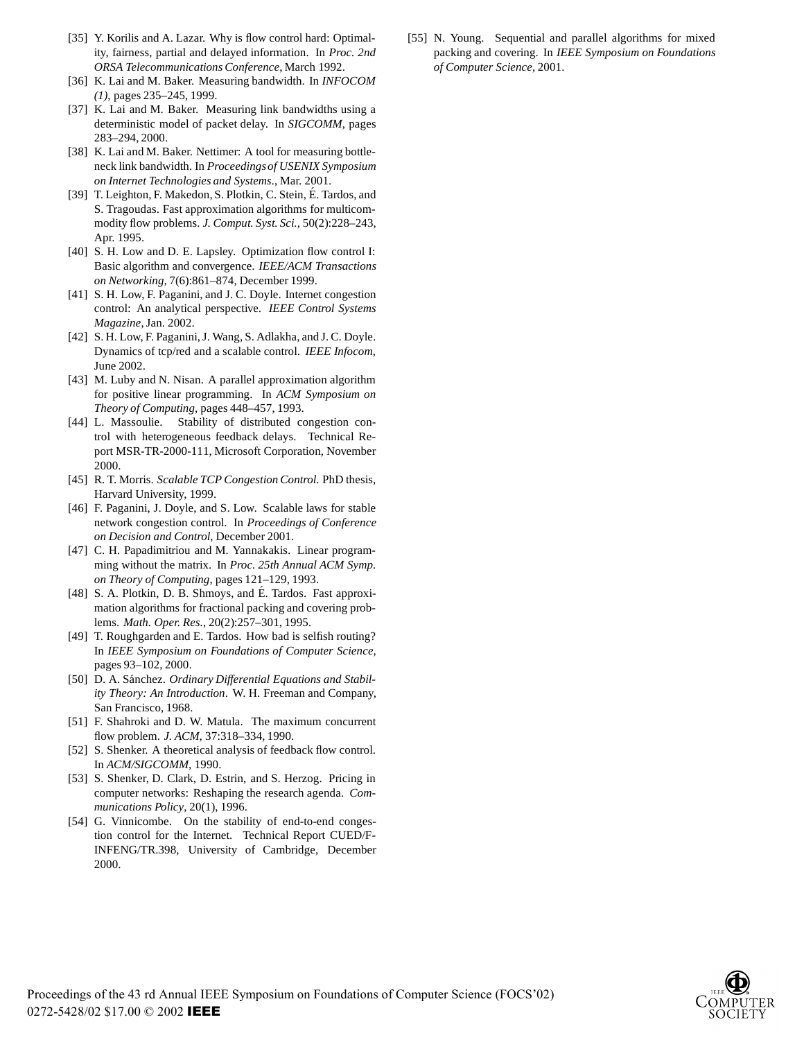[35] Y. Korilis and A. Lazar. Why is flow control hard: Optimality, fairness, partial and delayed information. In *Proc. 2nd ORSA Telecommunications Conference*, March 1992.

[36] K. Lai and M. Baker. Measuring bandwidth. In *INFOCOM (1)*, pages 235–245, 1999.

[37] K. Lai and M. Baker. Measuring link bandwidths using a deterministic model of packet delay. In *SIGCOMM*, pages 283–294, 2000.

[38] K. Lai and M. Baker. Nettimer: A tool for measuring bottleneck link bandwidth. In *Proceedings of USENIX Symposium on Internet Technologies and Systems.*, Mar. 2001.

[39] T. Leighton, F. Makedon, S. Plotkin, C. Stein, É. Tardos, and S. Tragoudas. Fast approximation algorithms for multicommodity flow problems. *J. Comput. Syst. Sci.*, 50(2):228–243, Apr. 1995.

[40] S. H. Low and D. E. Lapsley. Optimization flow control I: Basic algorithm and convergence. *IEEE/ACM Transactions on Networking*, 7(6):861–874, December 1999.

[41] S. H. Low, F. Paganini, and J. C. Doyle. Internet congestion control: An analytical perspective. *IEEE Control Systems Magazine*, Jan. 2002.

[42] S. H. Low, F. Paganini, J. Wang, S. Adlakha, and J. C. Doyle. Dynamics of tcp/red and a scalable control. *IEEE Infocom*, June 2002.

[43] M. Luby and N. Nisan. A parallel approximation algorithm for positive linear programming. In *ACM Symposium on Theory of Computing*, pages 448–457, 1993.

[44] L. Massoulie. Stability of distributed congestion control with heterogeneous feedback delays. Technical Report MSR-TR-2000-111, Microsoft Corporation, November 2000.

[45] R. T. Morris. *Scalable TCP Congestion Control*. PhD thesis, Harvard University, 1999.

[46] F. Paganini, J. Doyle, and S. Low. Scalable laws for stable network congestion control. In *Proceedings of Conference on Decision and Control*, December 2001.

[47] C. H. Papadimitriou and M. Yannakakis. Linear programming without the matrix. In *Proc. 25th Annual ACM Symp. on Theory of Computing*, pages 121–129, 1993.

[48] S. A. Plotkin, D. B. Shmoys, and É. Tardos. Fast approximation algorithms for fractional packing and covering problems. *Math. Oper. Res.*, 20(2):257–301, 1995.

[49] T. Roughgarden and E. Tardos. How bad is selfish routing? In *IEEE Symposium on Foundations of Computer Science*, pages 93–102, 2000.

[50] D. A. Sánchez. *Ordinary Differential Equations and Stability Theory: An Introduction*. W. H. Freeman and Company, San Francisco, 1968.

[51] F. Shahroki and D. W. Matula. The maximum concurrent flow problem. *J. ACM*, 37:318–334, 1990.

[52] S. Shenker. A theoretical analysis of feedback flow control. In *ACM/SIGCOMM*, 1990.

[53] S. Shenker, D. Clark, D. Estrin, and S. Herzog. Pricing in computer networks: Reshaping the research agenda. *Communications Policy*, 20(1), 1996.

[54] G. Vinnicombe. On the stability of end-to-end congestion control for the Internet. Technical Report CUED/F-INFENG/TR.398, University of Cambridge, December 2000.

[55] N. Young. Sequential and parallel algorithms for mixed packing and covering. In *IEEE Symposium on Foundations of Computer Science*, 2001.